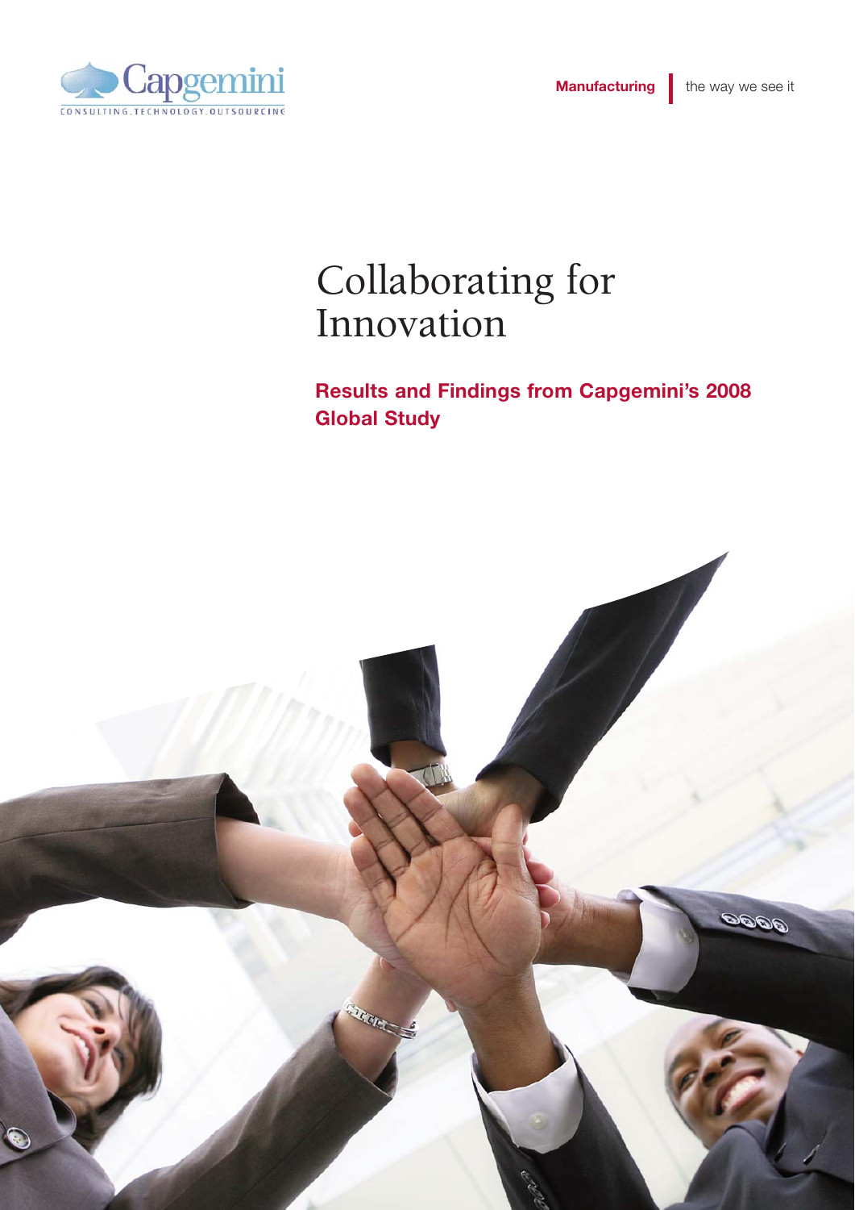Capgemini

CONSULTING.TECHNOLOGY.OUTSOURCING

**Manufacturing** | the way we see it

# Collaborating for Innovation

## Results and Findings from Capgemini's 2008 Global Study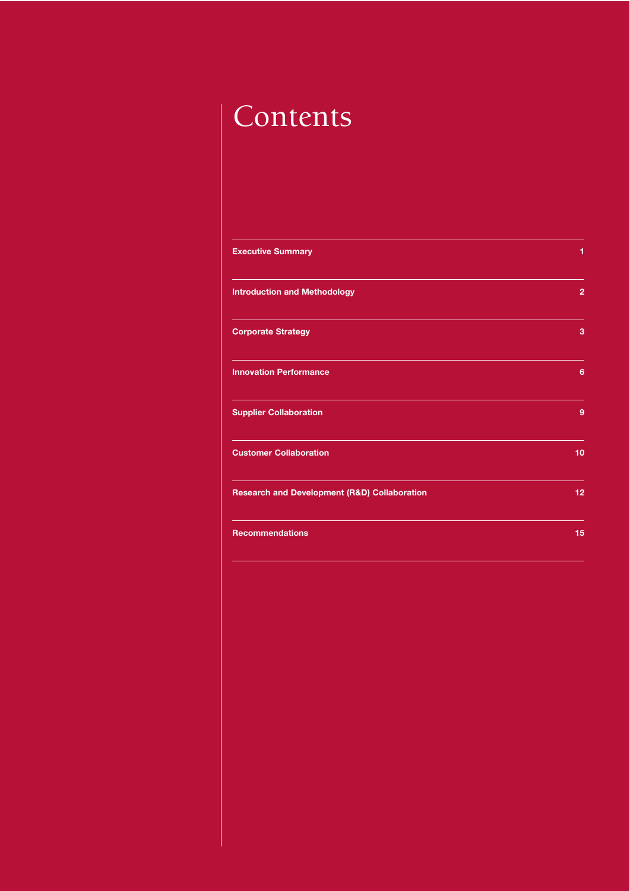# Contents

| | |
|---|---|
| **Executive Summary** | **1** |
| **Introduction and Methodology** | **2** |
| **Corporate Strategy** | **3** |
| **Innovation Performance** | **6** |
| **Supplier Collaboration** | **9** |
| **Customer Collaboration** | **10** |
| **Research and Development (R&D) Collaboration** | **12** |
| **Recommendations** | **15** |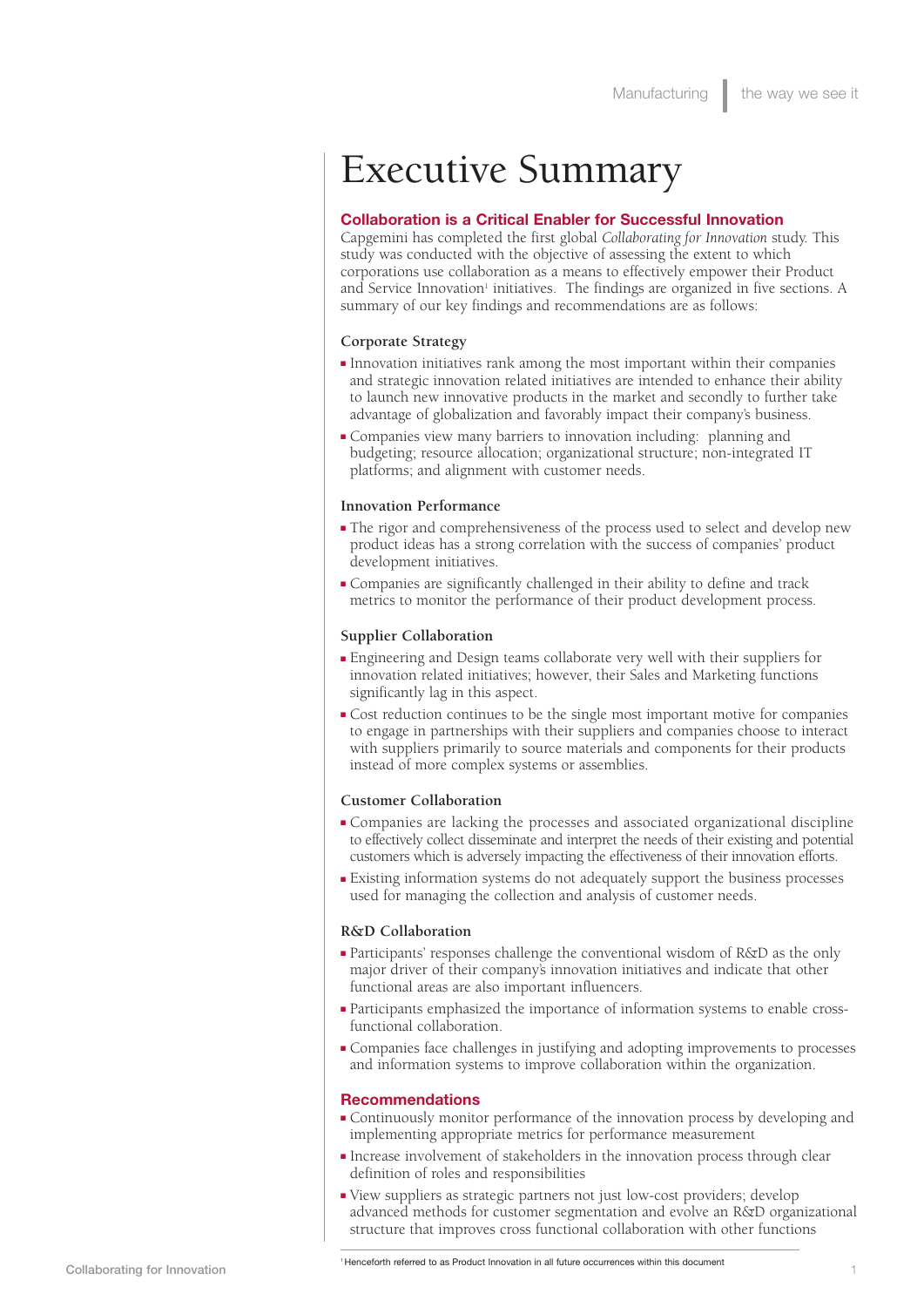# Executive Summary

## Collaboration is a Critical Enabler for Successful Innovation

Capgemini has completed the first global *Collaborating for Innovation* study. This study was conducted with the objective of assessing the extent to which corporations use collaboration as a means to effectively empower their Product and Service Innovation[1] initiatives. The findings are organized in five sections. A summary of our key findings and recommendations are as follows:

### Corporate Strategy

- Innovation initiatives rank among the most important within their companies and strategic innovation related initiatives are intended to enhance their ability to launch new innovative products in the market and secondly to further take advantage of globalization and favorably impact their company's business.
- Companies view many barriers to innovation including: planning and budgeting; resource allocation; organizational structure; non-integrated IT platforms; and alignment with customer needs.

### Innovation Performance

- The rigor and comprehensiveness of the process used to select and develop new product ideas has a strong correlation with the success of companies' product development initiatives.
- Companies are significantly challenged in their ability to define and track metrics to monitor the performance of their product development process.

### Supplier Collaboration

- Engineering and Design teams collaborate very well with their suppliers for innovation related initiatives; however, their Sales and Marketing functions significantly lag in this aspect.
- Cost reduction continues to be the single most important motive for companies to engage in partnerships with their suppliers and companies choose to interact with suppliers primarily to source materials and components for their products instead of more complex systems or assemblies.

### Customer Collaboration

- Companies are lacking the processes and associated organizational discipline to effectively collect disseminate and interpret the needs of their existing and potential customers which is adversely impacting the effectiveness of their innovation efforts.
- Existing information systems do not adequately support the business processes used for managing the collection and analysis of customer needs.

### R&D Collaboration

- Participants' responses challenge the conventional wisdom of R&D as the only major driver of their company's innovation initiatives and indicate that other functional areas are also important influencers.
- Participants emphasized the importance of information systems to enable cross-functional collaboration.
- Companies face challenges in justifying and adopting improvements to processes and information systems to improve collaboration within the organization.

## Recommendations

- Continuously monitor performance of the innovation process by developing and implementing appropriate metrics for performance measurement
- Increase involvement of stakeholders in the innovation process through clear definition of roles and responsibilities
- View suppliers as strategic partners not just low-cost providers; develop advanced methods for customer segmentation and evolve an R&D organizational structure that improves cross functional collaboration with other functions

[1] Henceforth referred to as Product Innovation in all future occurrences within this document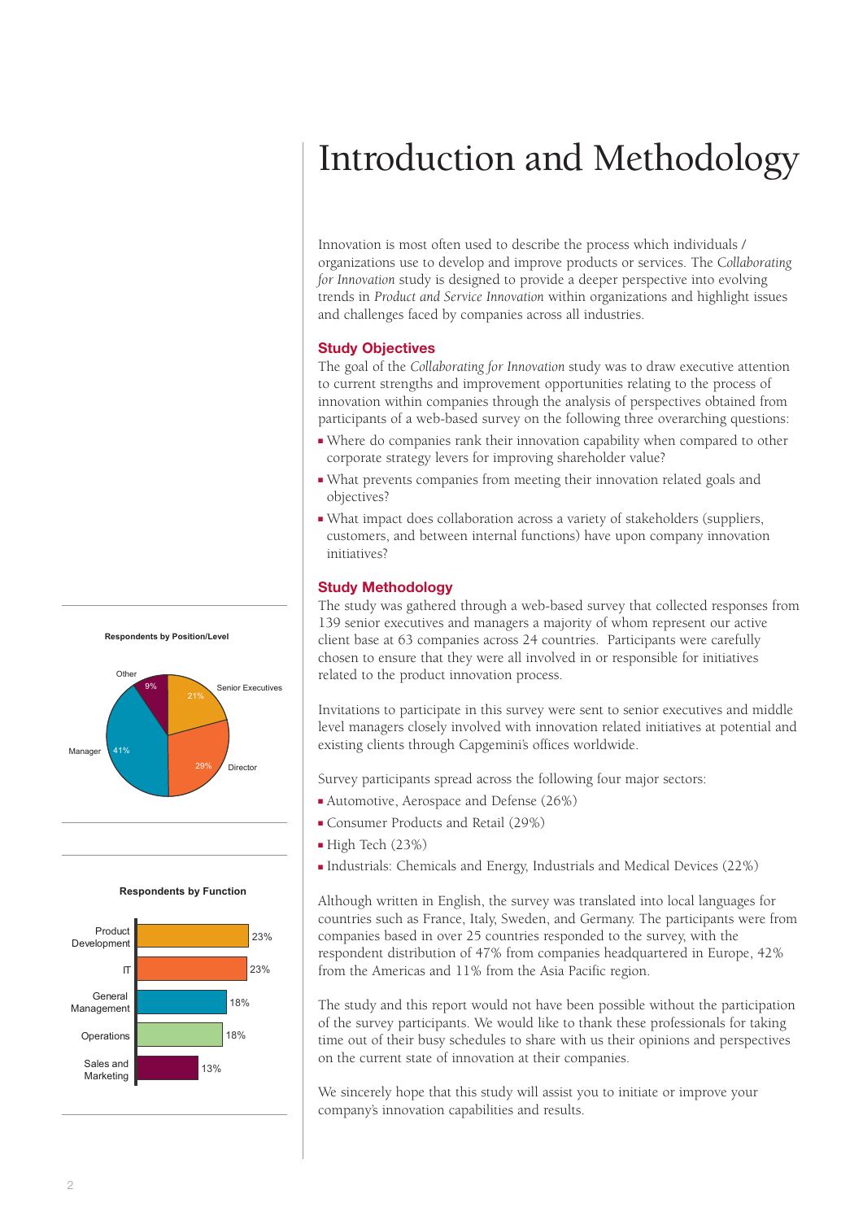# Introduction and Methodology

Innovation is most often used to describe the process which individuals / organizations use to develop and improve products or services. The *Collaborating for Innovation* study is designed to provide a deeper perspective into evolving trends in *Product and Service Innovation* within organizations and highlight issues and challenges faced by companies across all industries.

## Study Objectives

The goal of the *Collaborating for Innovation* study was to draw executive attention to current strengths and improvement opportunities relating to the process of innovation within companies through the analysis of perspectives obtained from participants of a web-based survey on the following three overarching questions:

- Where do companies rank their innovation capability when compared to other corporate strategy levers for improving shareholder value?
- What prevents companies from meeting their innovation related goals and objectives?
- What impact does collaboration across a variety of stakeholders (suppliers, customers, and between internal functions) have upon company innovation initiatives?

## Study Methodology

The study was gathered through a web-based survey that collected responses from 139 senior executives and managers a majority of whom represent our active client base at 63 companies across 24 countries. Participants were carefully chosen to ensure that they were all involved in or responsible for initiatives related to the product innovation process.

Invitations to participate in this survey were sent to senior executives and middle level managers closely involved with innovation related initiatives at potential and existing clients through Capgemini's offices worldwide.

Survey participants spread across the following four major sectors:

- Automotive, Aerospace and Defense (26%)
- Consumer Products and Retail (29%)
- High Tech (23%)
- Industrials: Chemicals and Energy, Industrials and Medical Devices (22%)

Although written in English, the survey was translated into local languages for countries such as France, Italy, Sweden, and Germany. The participants were from companies based in over 25 countries responded to the survey, with the respondent distribution of 47% from companies headquartered in Europe, 42% from the Americas and 11% from the Asia Pacific region.

The study and this report would not have been possible without the participation of the survey participants. We would like to thank these professionals for taking time out of their busy schedules to share with us their opinions and perspectives on the current state of innovation at their companies.

We sincerely hope that this study will assist you to initiate or improve your company's innovation capabilities and results.

**Respondents by Position/Level**

| Position/Level | Share |
|---|---|
| Senior Executives | 21% |
| Director | 29% |
| Manager | 41% |
| Other | 9% |

**Respondents by Function**

| Function | Share |
|---|---|
| Product Development | 23% |
| IT | 23% |
| General Management | 18% |
| Operations | 18% |
| Sales and Marketing | 13% |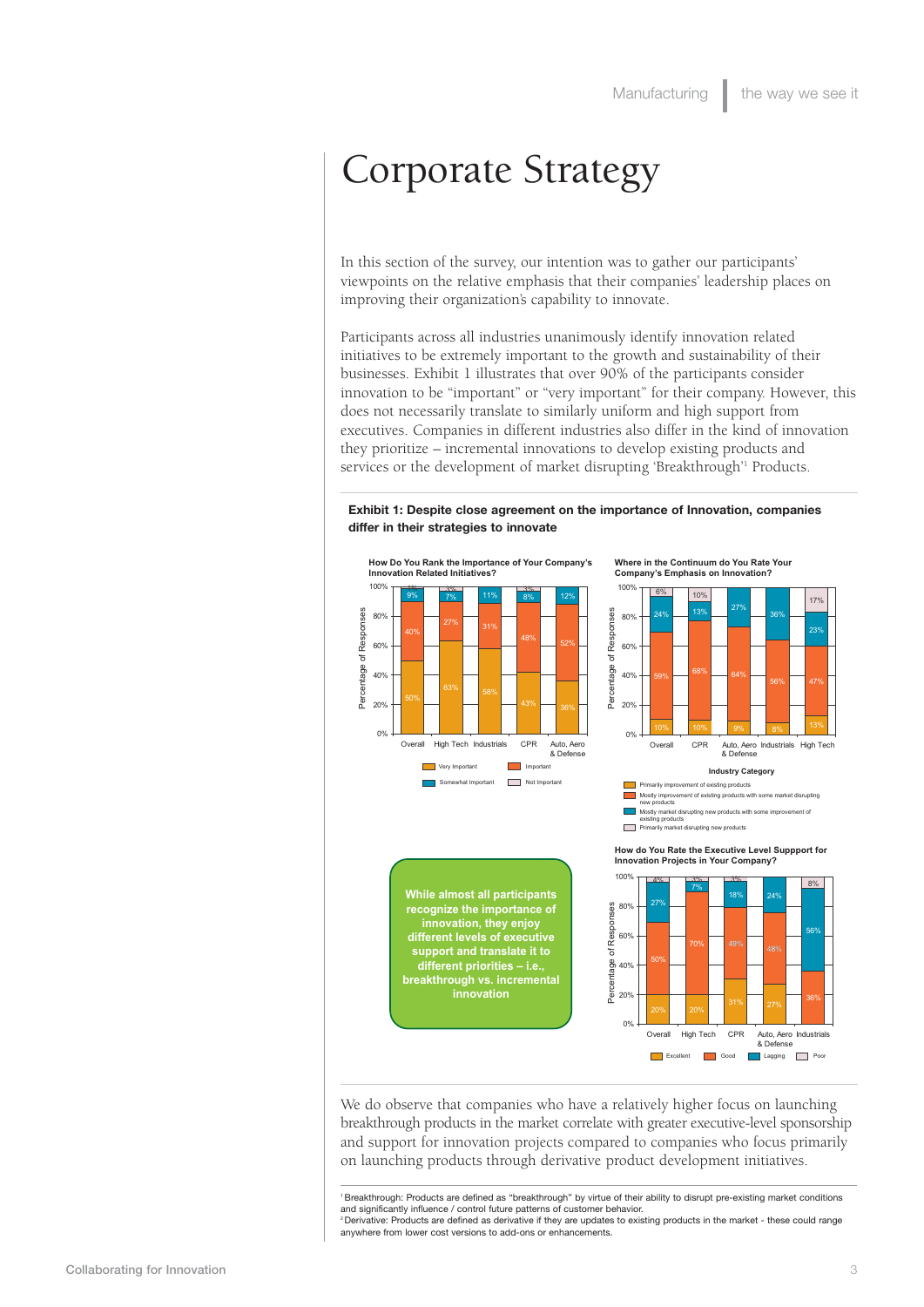# Corporate Strategy

In this section of the survey, our intention was to gather our participants' viewpoints on the relative emphasis that their companies' leadership places on improving their organization's capability to innovate.

Participants across all industries unanimously identify innovation related initiatives to be extremely important to the growth and sustainability of their businesses. Exhibit 1 illustrates that over 90% of the participants consider innovation to be "important" or "very important" for their company. However, this does not necessarily translate to similarly uniform and high support from executives. Companies in different industries also differ in the kind of innovation they prioritize – incremental innovations to develop existing products and services or the development of market disrupting 'Breakthrough'[1] Products.

**Exhibit 1: Despite close agreement on the importance of Innovation, companies differ in their strategies to innovate**

**How Do You Rank the Importance of Your Company's Innovation Related Initiatives?**

| | Overall | High Tech | Industrials | CPR | Auto, Aero & Defense |
|---|---|---|---|---|---|
| Very Important | 50% | 63% | 58% | 43% | 36% |
| Important | 40% | 27% | 31% | 48% | 52% |
| Somewhat Important | 9% | 7% | 11% | 8% | 12% |
| Not Important | 1% | 3% | | 2% | |

**Where in the Continuum do You Rate Your Company's Emphasis on Innovation?**

| Industry Category | Overall | CPR | Auto, Aero & Defense | Industrials | High Tech |
|---|---|---|---|---|---|
| Primarily improvement of existing products | 10% | 10% | 9% | 8% | 13% |
| Mostly improvement of existing products with some market disrupting new products | 59% | 68% | 64% | 56% | 47% |
| Mostly market disrupting new products with some improvement of existing products | 24% | 13% | 27% | 36% | 23% |
| Primarily market disrupting new products | 6% | 10% | | | 17% |

**While almost all participants recognize the importance of innovation, they enjoy different levels of executive support and translate it to different priorities – i.e., breakthrough vs. incremental innovation**

**How do You Rate the Executive Level Suppport for Innovation Projects in Your Company?**

| | Overall | High Tech | CPR | Auto, Aero & Defense | Industrials |
|---|---|---|---|---|---|
| Excellent | 20% | 20% | 31% | 27% | 36% |
| Good | 50% | 70% | 49% | 48% | |
| Lagging | 27% | 7% | 18% | 24% | 56% |
| Poor | 4% | 3% | 3% | | 8% |

We do observe that companies who have a relatively higher focus on launching breakthrough products in the market correlate with greater executive-level sponsorship and support for innovation projects compared to companies who focus primarily on launching products through derivative product development initiatives.

[1] Breakthrough: Products are defined as "breakthrough" by virtue of their ability to disrupt pre-existing market conditions and significantly influence / control future patterns of customer behavior.
[2] Derivative: Products are defined as derivative if they are updates to existing products in the market - these could range anywhere from lower cost versions to add-ons or enhancements.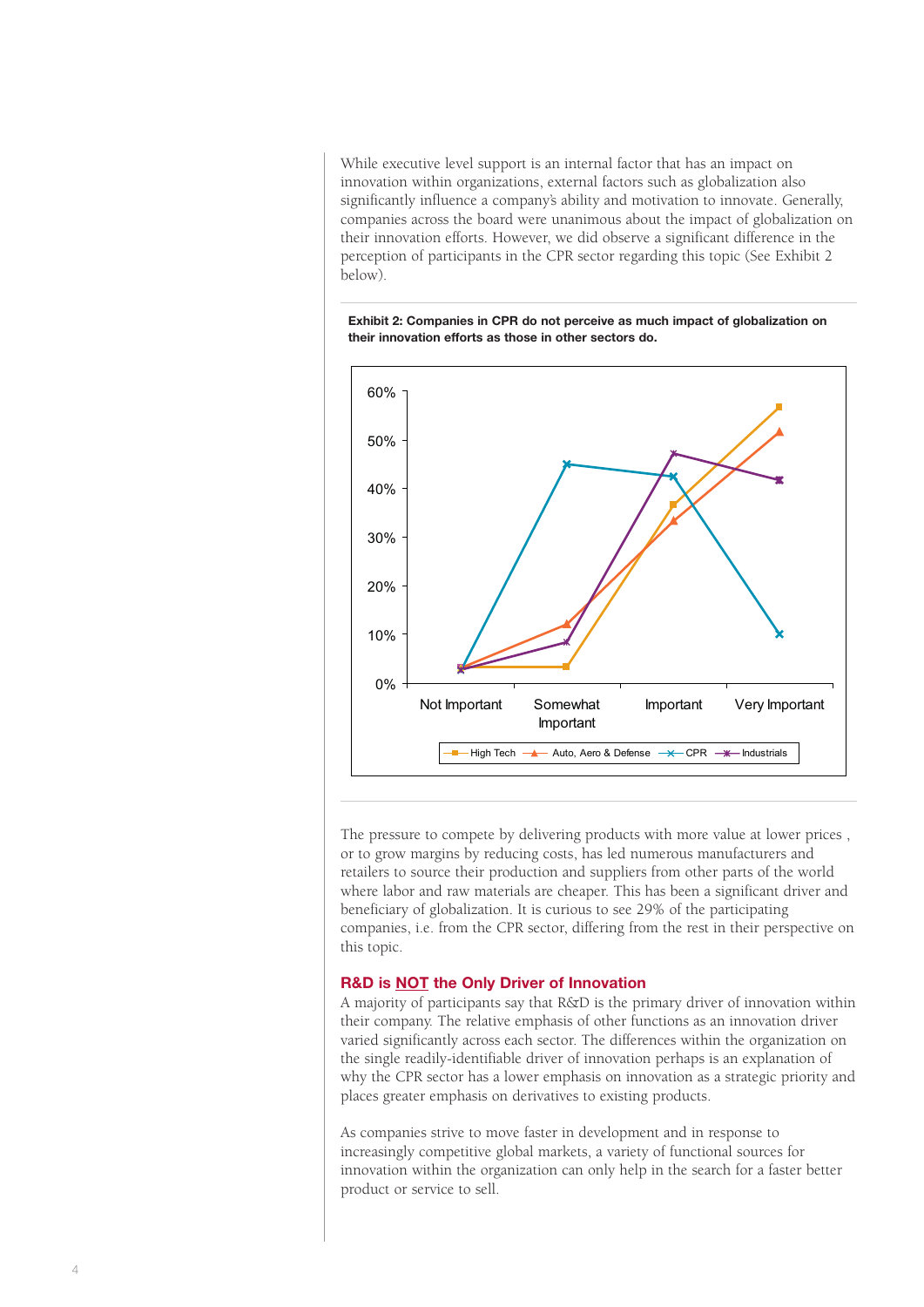While executive level support is an internal factor that has an impact on innovation within organizations, external factors such as globalization also significantly influence a company's ability and motivation to innovate. Generally, companies across the board were unanimous about the impact of globalization on their innovation efforts. However, we did observe a significant difference in the perception of participants in the CPR sector regarding this topic (See Exhibit 2 below).

**Exhibit 2: Companies in CPR do not perceive as much impact of globalization on their innovation efforts as those in other sectors do.**

The pressure to compete by delivering products with more value at lower prices , or to grow margins by reducing costs, has led numerous manufacturers and retailers to source their production and suppliers from other parts of the world where labor and raw materials are cheaper. This has been a significant driver and beneficiary of globalization. It is curious to see 29% of the participating companies, i.e. from the CPR sector, differing from the rest in their perspective on this topic.

### R&D is NOT the Only Driver of Innovation

A majority of participants say that R&D is the primary driver of innovation within their company. The relative emphasis of other functions as an innovation driver varied significantly across each sector. The differences within the organization on the single readily-identifiable driver of innovation perhaps is an explanation of why the CPR sector has a lower emphasis on innovation as a strategic priority and places greater emphasis on derivatives to existing products.

As companies strive to move faster in development and in response to increasingly competitive global markets, a variety of functional sources for innovation within the organization can only help in the search for a faster better product or service to sell.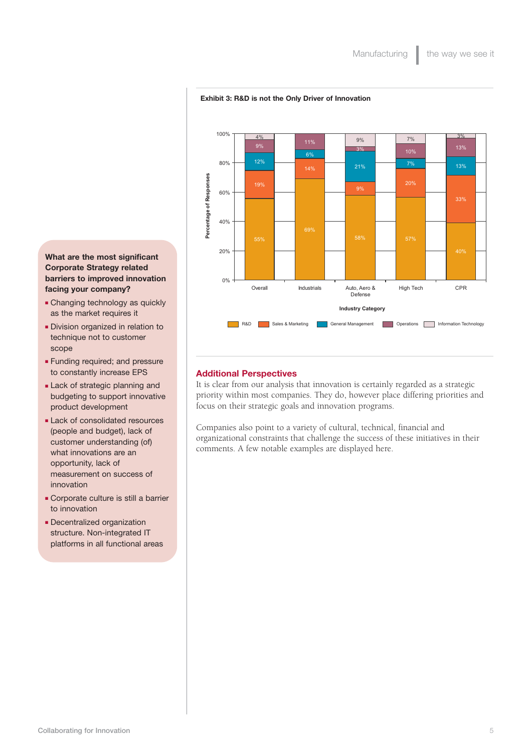**What are the most significant Corporate Strategy related barriers to improved innovation facing your company?**

- Changing technology as quickly as the market requires it
- Division organized in relation to technique not to customer scope
- Funding required; and pressure to constantly increase EPS
- Lack of strategic planning and budgeting to support innovative product development
- Lack of consolidated resources (people and budget), lack of customer understanding (of) what innovations are an opportunity, lack of measurement on success of innovation
- Corporate culture is still a barrier to innovation
- Decentralized organization structure. Non-integrated IT platforms in all functional areas

**Exhibit 3: R&D is not the Only Driver of Innovation**

| Industry Category | R&D | Sales & Marketing | General Management | Operations | Information Technology |
|---|---|---|---|---|---|
| Overall | 55% | 19% | 12% | 9% | 4% |
| Industrials | 69% | 14% | 6% | 11% | |
| Auto, Aero & Defense | 58% | 9% | 21% | 3% | 9% |
| High Tech | 57% | 20% | 7% | 10% | 7% |
| CPR | 40% | 33% | 13% | 13% | 3% |

## Additional Perspectives

It is clear from our analysis that innovation is certainly regarded as a strategic priority within most companies. They do, however place differing priorities and focus on their strategic goals and innovation programs.

Companies also point to a variety of cultural, technical, financial and organizational constraints that challenge the success of these initiatives in their comments. A few notable examples are displayed here.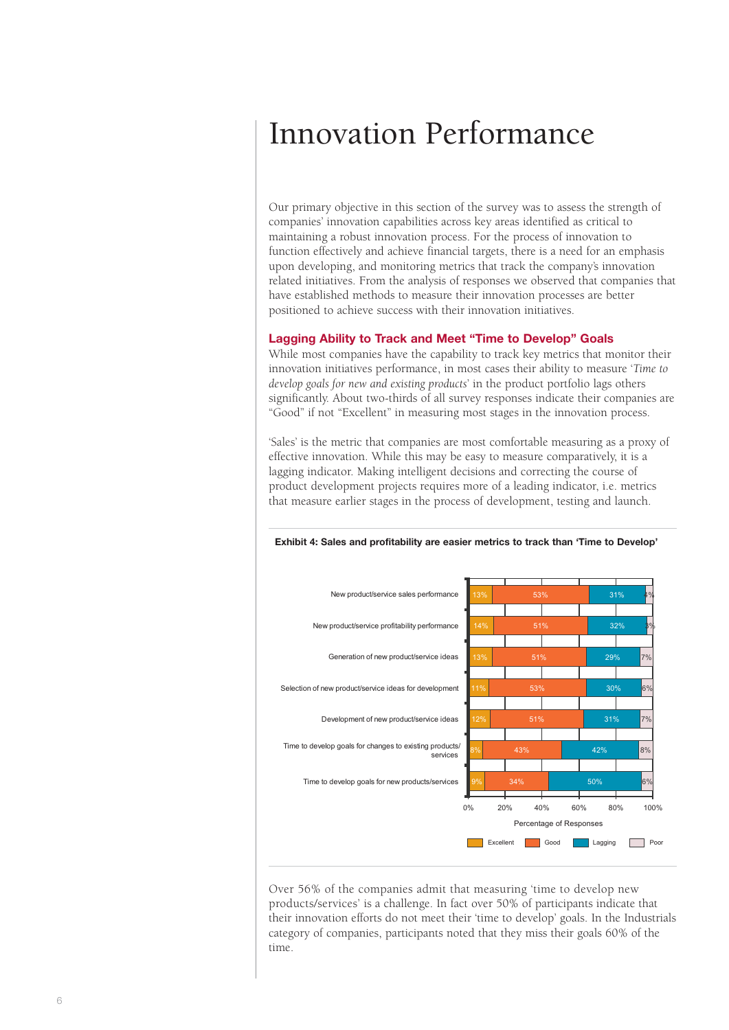# Innovation Performance

Our primary objective in this section of the survey was to assess the strength of companies' innovation capabilities across key areas identified as critical to maintaining a robust innovation process. For the process of innovation to function effectively and achieve financial targets, there is a need for an emphasis upon developing, and monitoring metrics that track the company's innovation related initiatives. From the analysis of responses we observed that companies that have established methods to measure their innovation processes are better positioned to achieve success with their innovation initiatives.

## Lagging Ability to Track and Meet "Time to Develop" Goals

While most companies have the capability to track key metrics that monitor their innovation initiatives performance, in most cases their ability to measure '*Time to develop goals for new and existing products*' in the product portfolio lags others significantly. About two-thirds of all survey responses indicate their companies are "Good" if not "Excellent" in measuring most stages in the innovation process.

'Sales' is the metric that companies are most comfortable measuring as a proxy of effective innovation. While this may be easy to measure comparatively, it is a lagging indicator. Making intelligent decisions and correcting the course of product development projects requires more of a leading indicator, i.e. metrics that measure earlier stages in the process of development, testing and launch.

**Exhibit 4: Sales and profitability are easier metrics to track than 'Time to Develop'**

| Metric | Excellent | Good | Lagging | Poor |
|---|---|---|---|---|
| New product/service sales performance | 13% | 53% | 31% | 3% |
| New product/service profitability performance | 14% | 51% | 32% | 3% |
| Generation of new product/service ideas | 13% | 51% | 29% | 7% |
| Selection of new product/service ideas for development | 11% | 53% | 30% | 6% |
| Development of new product/service ideas | 12% | 51% | 31% | 7% |
| Time to develop goals for changes to existing products/services | 8% | 43% | 42% | 8% |
| Time to develop goals for new products/services | 9% | 34% | 50% | 6% |

Percentage of Responses

Over 56% of the companies admit that measuring 'time to develop new products/services' is a challenge. In fact over 50% of participants indicate that their innovation efforts do not meet their 'time to develop' goals. In the Industrials category of companies, participants noted that they miss their goals 60% of the time.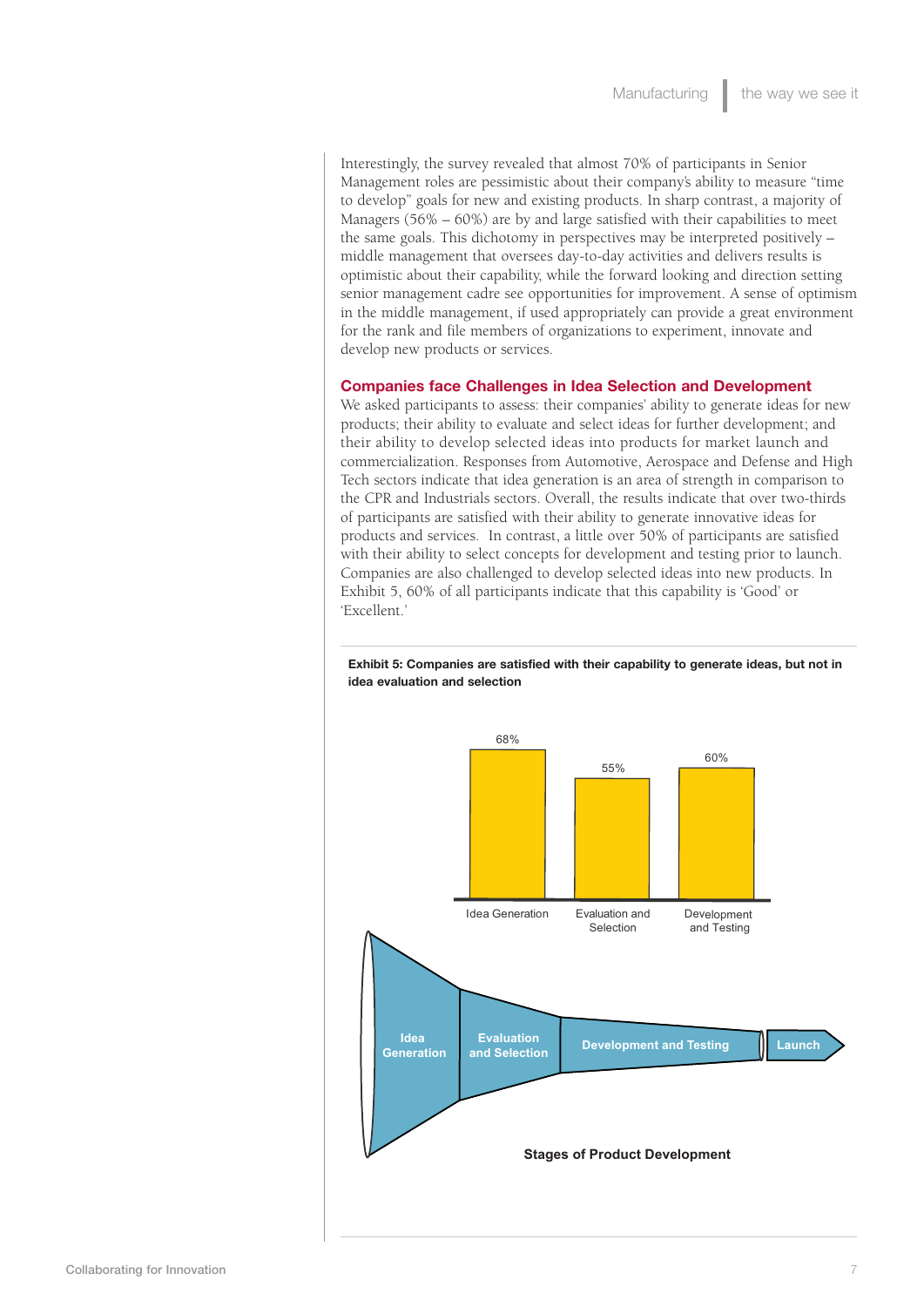Interestingly, the survey revealed that almost 70% of participants in Senior Management roles are pessimistic about their company's ability to measure "time to develop" goals for new and existing products. In sharp contrast, a majority of Managers (56% – 60%) are by and large satisfied with their capabilities to meet the same goals. This dichotomy in perspectives may be interpreted positively – middle management that oversees day-to-day activities and delivers results is optimistic about their capability, while the forward looking and direction setting senior management cadre see opportunities for improvement. A sense of optimism in the middle management, if used appropriately can provide a great environment for the rank and file members of organizations to experiment, innovate and develop new products or services.

## Companies face Challenges in Idea Selection and Development

We asked participants to assess: their companies' ability to generate ideas for new products; their ability to evaluate and select ideas for further development; and their ability to develop selected ideas into products for market launch and commercialization. Responses from Automotive, Aerospace and Defense and High Tech sectors indicate that idea generation is an area of strength in comparison to the CPR and Industrials sectors. Overall, the results indicate that over two-thirds of participants are satisfied with their ability to generate innovative ideas for products and services. In contrast, a little over 50% of participants are satisfied with their ability to select concepts for development and testing prior to launch. Companies are also challenged to develop selected ideas into new products. In Exhibit 5, 60% of all participants indicate that this capability is 'Good' or 'Excellent.'

**Exhibit 5: Companies are satisfied with their capability to generate ideas, but not in idea evaluation and selection**

| Stage | Percentage |
|---|---|
| Idea Generation | 68% |
| Evaluation and Selection | 55% |
| Development and Testing | 60% |

Idea Generation → Evaluation and Selection → Development and Testing → Launch

**Stages of Product Development**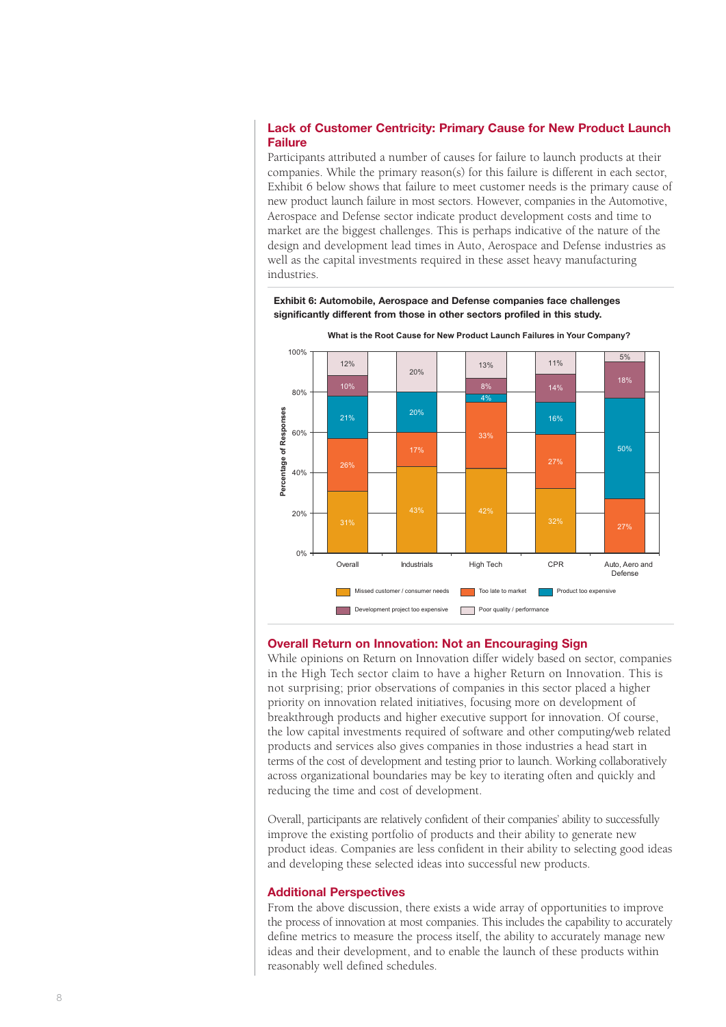## Lack of Customer Centricity: Primary Cause for New Product Launch Failure

Participants attributed a number of causes for failure to launch products at their companies. While the primary reason(s) for this failure is different in each sector, Exhibit 6 below shows that failure to meet customer needs is the primary cause of new product launch failure in most sectors. However, companies in the Automotive, Aerospace and Defense sector indicate product development costs and time to market are the biggest challenges. This is perhaps indicative of the nature of the design and development lead times in Auto, Aerospace and Defense industries as well as the capital investments required in these asset heavy manufacturing industries.

**Exhibit 6: Automobile, Aerospace and Defense companies face challenges significantly different from those in other sectors profiled in this study.**

**What is the Root Cause for New Product Launch Failures in Your Company?**

| Percentage of Responses | Overall | Industrials | High Tech | CPR | Auto, Aero and Defense |
|---|---|---|---|---|---|
| Missed customer / consumer needs | 31% | 43% | 42% | 32% | |
| Too late to market | 26% | 17% | 33% | 27% | 27% |
| Product too expensive | 21% | 20% | 4% | 16% | 50% |
| Development project too expensive | 10% | | 8% | 14% | 18% |
| Poor quality / performance | 12% | 20% | 13% | 11% | 5% |

## Overall Return on Innovation: Not an Encouraging Sign

While opinions on Return on Innovation differ widely based on sector, companies in the High Tech sector claim to have a higher Return on Innovation. This is not surprising; prior observations of companies in this sector placed a higher priority on innovation related initiatives, focusing more on development of breakthrough products and higher executive support for innovation. Of course, the low capital investments required of software and other computing/web related products and services also gives companies in those industries a head start in terms of the cost of development and testing prior to launch. Working collaboratively across organizational boundaries may be key to iterating often and quickly and reducing the time and cost of development.

Overall, participants are relatively confident of their companies' ability to successfully improve the existing portfolio of products and their ability to generate new product ideas. Companies are less confident in their ability to selecting good ideas and developing these selected ideas into successful new products.

## Additional Perspectives

From the above discussion, there exists a wide array of opportunities to improve the process of innovation at most companies. This includes the capability to accurately define metrics to measure the process itself, the ability to accurately manage new ideas and their development, and to enable the launch of these products within reasonably well defined schedules.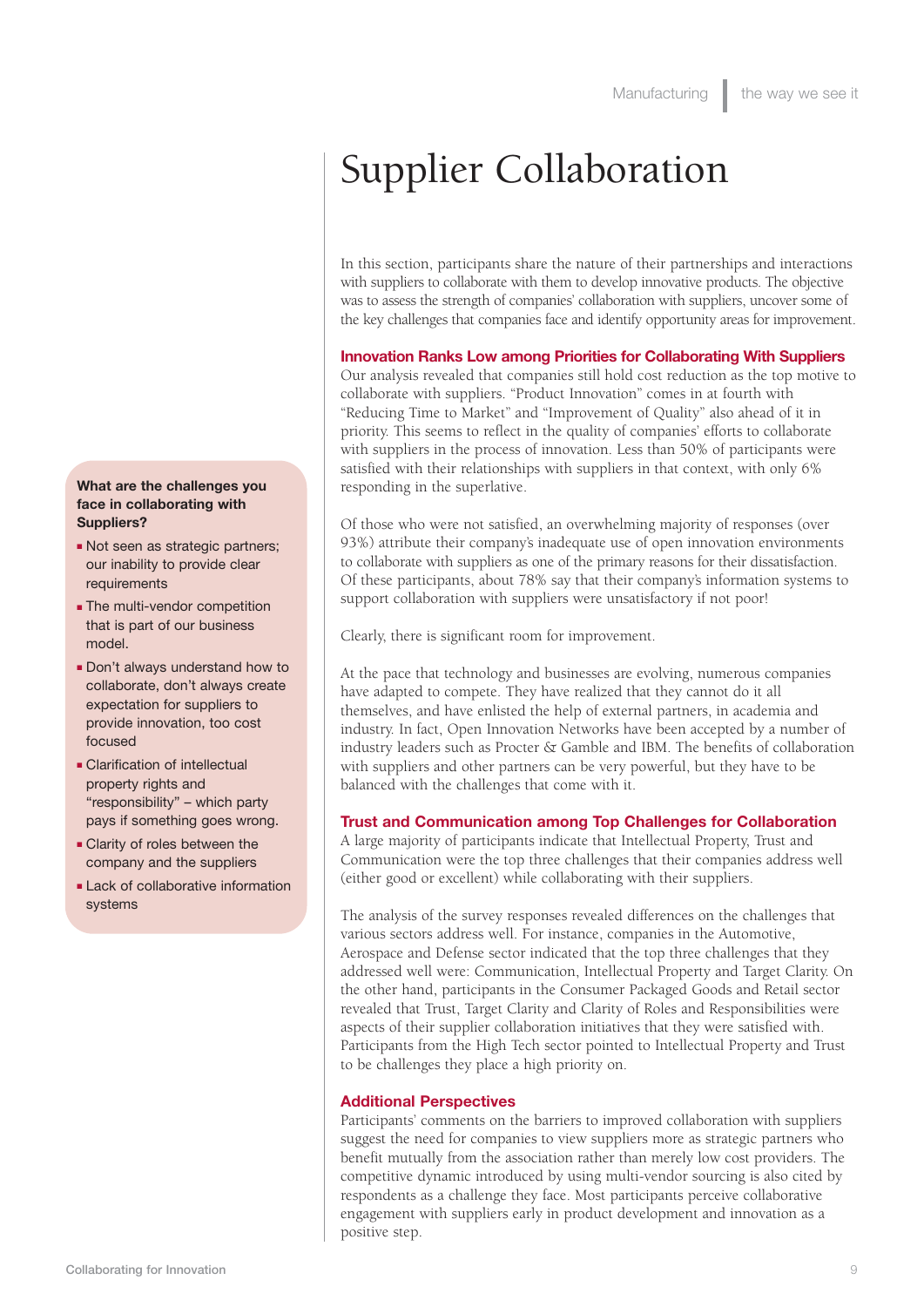# Supplier Collaboration

In this section, participants share the nature of their partnerships and interactions with suppliers to collaborate with them to develop innovative products. The objective was to assess the strength of companies' collaboration with suppliers, uncover some of the key challenges that companies face and identify opportunity areas for improvement.

## Innovation Ranks Low among Priorities for Collaborating With Suppliers

Our analysis revealed that companies still hold cost reduction as the top motive to collaborate with suppliers. "Product Innovation" comes in at fourth with "Reducing Time to Market" and "Improvement of Quality" also ahead of it in priority. This seems to reflect in the quality of companies' efforts to collaborate with suppliers in the process of innovation. Less than 50% of participants were satisfied with their relationships with suppliers in that context, with only 6% responding in the superlative.

Of those who were not satisfied, an overwhelming majority of responses (over 93%) attribute their company's inadequate use of open innovation environments to collaborate with suppliers as one of the primary reasons for their dissatisfaction. Of these participants, about 78% say that their company's information systems to support collaboration with suppliers were unsatisfactory if not poor!

Clearly, there is significant room for improvement.

At the pace that technology and businesses are evolving, numerous companies have adapted to compete. They have realized that they cannot do it all themselves, and have enlisted the help of external partners, in academia and industry. In fact, Open Innovation Networks have been accepted by a number of industry leaders such as Procter & Gamble and IBM. The benefits of collaboration with suppliers and other partners can be very powerful, but they have to be balanced with the challenges that come with it.

## Trust and Communication among Top Challenges for Collaboration

A large majority of participants indicate that Intellectual Property, Trust and Communication were the top three challenges that their companies address well (either good or excellent) while collaborating with their suppliers.

The analysis of the survey responses revealed differences on the challenges that various sectors address well. For instance, companies in the Automotive, Aerospace and Defense sector indicated that the top three challenges that they addressed well were: Communication, Intellectual Property and Target Clarity. On the other hand, participants in the Consumer Packaged Goods and Retail sector revealed that Trust, Target Clarity and Clarity of Roles and Responsibilities were aspects of their supplier collaboration initiatives that they were satisfied with. Participants from the High Tech sector pointed to Intellectual Property and Trust to be challenges they place a high priority on.

## Additional Perspectives

Participants' comments on the barriers to improved collaboration with suppliers suggest the need for companies to view suppliers more as strategic partners who benefit mutually from the association rather than merely low cost providers. The competitive dynamic introduced by using multi-vendor sourcing is also cited by respondents as a challenge they face. Most participants perceive collaborative engagement with suppliers early in product development and innovation as a positive step.

**What are the challenges you face in collaborating with Suppliers?**

- Not seen as strategic partners; our inability to provide clear requirements
- The multi-vendor competition that is part of our business model.
- Don't always understand how to collaborate, don't always create expectation for suppliers to provide innovation, too cost focused
- Clarification of intellectual property rights and "responsibility" – which party pays if something goes wrong.
- Clarity of roles between the company and the suppliers
- Lack of collaborative information systems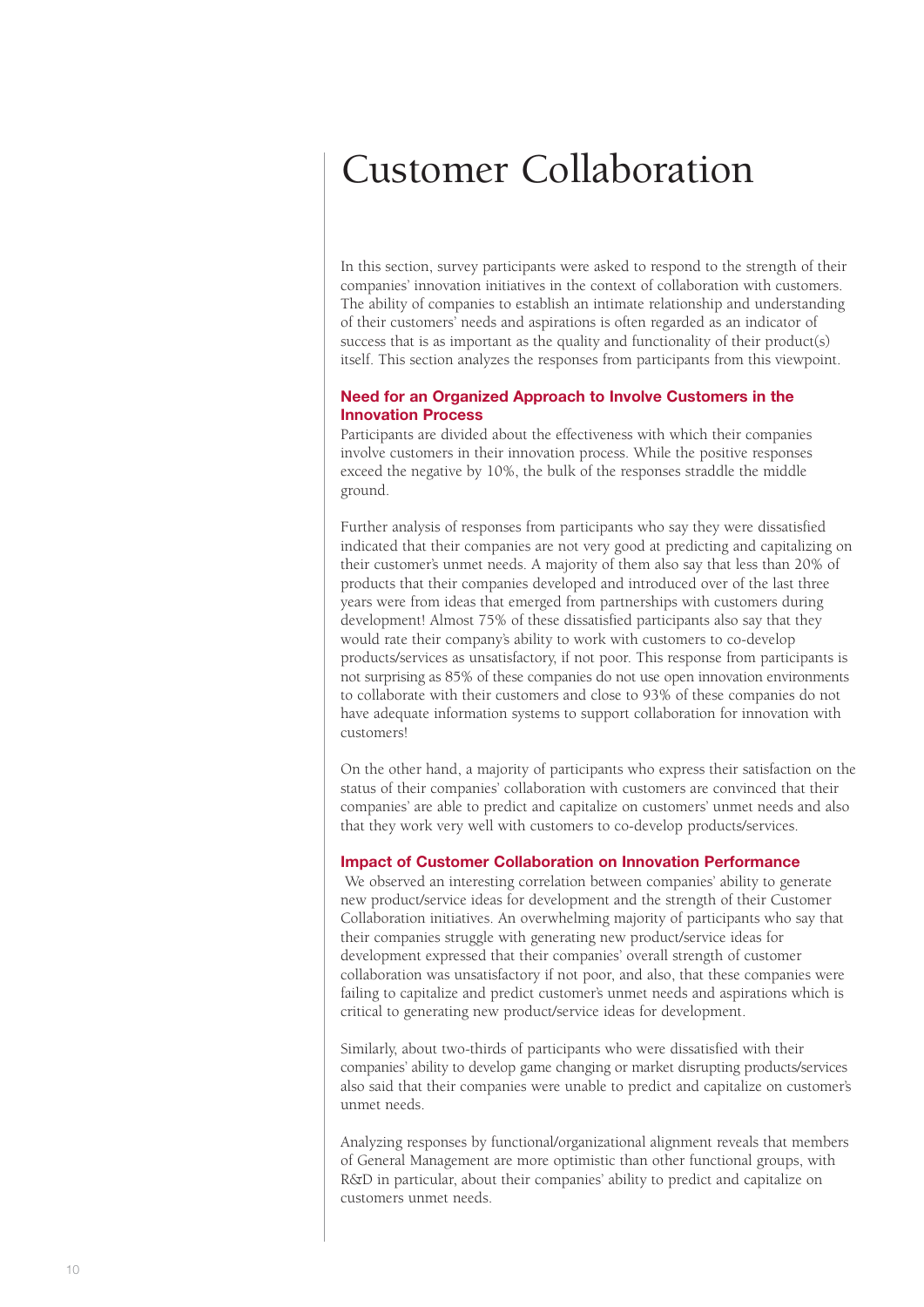# Customer Collaboration

In this section, survey participants were asked to respond to the strength of their companies' innovation initiatives in the context of collaboration with customers. The ability of companies to establish an intimate relationship and understanding of their customers' needs and aspirations is often regarded as an indicator of success that is as important as the quality and functionality of their product(s) itself. This section analyzes the responses from participants from this viewpoint.

## Need for an Organized Approach to Involve Customers in the Innovation Process

Participants are divided about the effectiveness with which their companies involve customers in their innovation process. While the positive responses exceed the negative by 10%, the bulk of the responses straddle the middle ground.

Further analysis of responses from participants who say they were dissatisfied indicated that their companies are not very good at predicting and capitalizing on their customer's unmet needs. A majority of them also say that less than 20% of products that their companies developed and introduced over of the last three years were from ideas that emerged from partnerships with customers during development! Almost 75% of these dissatisfied participants also say that they would rate their company's ability to work with customers to co-develop products/services as unsatisfactory, if not poor. This response from participants is not surprising as 85% of these companies do not use open innovation environments to collaborate with their customers and close to 93% of these companies do not have adequate information systems to support collaboration for innovation with customers!

On the other hand, a majority of participants who express their satisfaction on the status of their companies' collaboration with customers are convinced that their companies' are able to predict and capitalize on customers' unmet needs and also that they work very well with customers to co-develop products/services.

## Impact of Customer Collaboration on Innovation Performance

We observed an interesting correlation between companies' ability to generate new product/service ideas for development and the strength of their Customer Collaboration initiatives. An overwhelming majority of participants who say that their companies struggle with generating new product/service ideas for development expressed that their companies' overall strength of customer collaboration was unsatisfactory if not poor, and also, that these companies were failing to capitalize and predict customer's unmet needs and aspirations which is critical to generating new product/service ideas for development.

Similarly, about two-thirds of participants who were dissatisfied with their companies' ability to develop game changing or market disrupting products/services also said that their companies were unable to predict and capitalize on customer's unmet needs.

Analyzing responses by functional/organizational alignment reveals that members of General Management are more optimistic than other functional groups, with R&D in particular, about their companies' ability to predict and capitalize on customers unmet needs.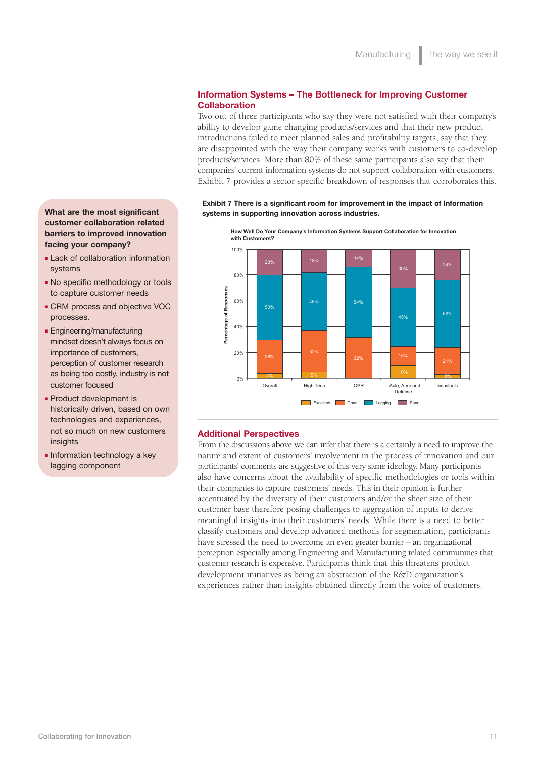## Information Systems – The Bottleneck for Improving Customer Collaboration

Two out of three participants who say they were not satisfied with their company's ability to develop game changing products/services and that their new product introductions failed to meet planned sales and profitability targets, say that they are disappointed with the way their company works with customers to co-develop products/services. More than 80% of these same participants also say that their companies' current information systems do not support collaboration with customers. Exhibit 7 provides a sector specific breakdown of responses that corroborates this.

**Exhibit 7 There is a significant room for improvement in the impact of Information systems in supporting innovation across industries.**

How Well Do Your Company's Information Systems Support Collaboration for Innovation with Customers?

| Percentage of Responses | Overall | High Tech | CPR | Auto, Aero and Defense | Industrials |
|---|---|---|---|---|---|
| Excellent | 4% | 5% | | 10% | 3% |
| Good | 26% | 32% | 32% | 15% | 21% |
| Lagging | 50% | 45% | 54% | 45% | 52% |
| Poor | 20% | 18% | 14% | 30% | 24% |

## Additional Perspectives

From the discussions above we can infer that there is a certainly a need to improve the nature and extent of customers' involvement in the process of innovation and our participants' comments are suggestive of this very same ideology. Many participants also have concerns about the availability of specific methodologies or tools within their companies to capture customers' needs. This in their opinion is further accentuated by the diversity of their customers and/or the sheer size of their customer base therefore posing challenges to aggregation of inputs to derive meaningful insights into their customers' needs. While there is a need to better classify customers and develop advanced methods for segmentation, participants have stressed the need to overcome an even greater barrier – an organizational perception especially among Engineering and Manufacturing related communities that customer research is expensive. Participants think that this threatens product development initiatives as being an abstraction of the R&D organization's experiences rather than insights obtained directly from the voice of customers.

**What are the most significant customer collaboration related barriers to improved innovation facing your company?**

- Lack of collaboration information systems
- No specific methodology or tools to capture customer needs
- CRM process and objective VOC processes.
- Engineering/manufacturing mindset doesn't always focus on importance of customers, perception of customer research as being too costly, industry is not customer focused
- Product development is historically driven, based on own technologies and experiences, not so much on new customers insights
- Information technology a key lagging component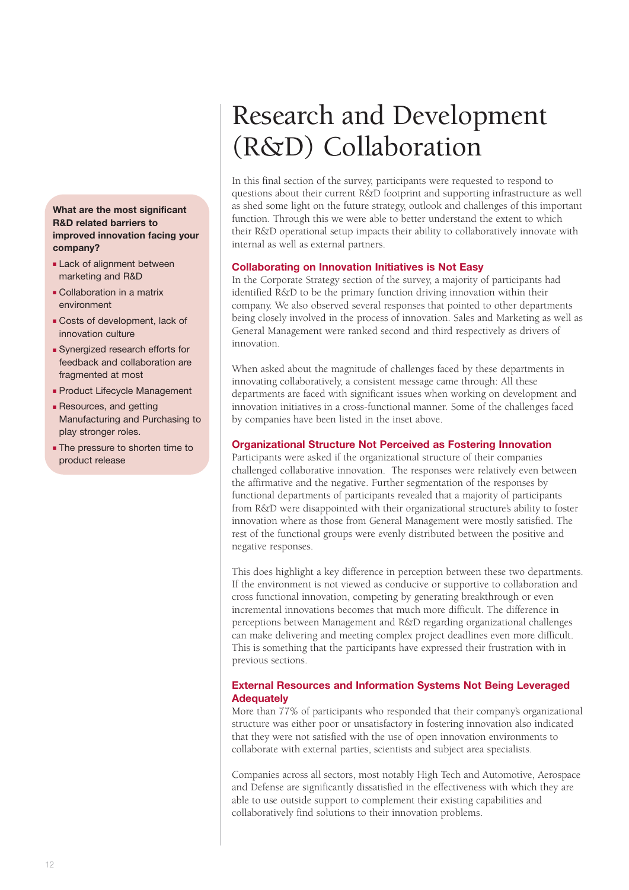# Research and Development (R&D) Collaboration

In this final section of the survey, participants were requested to respond to questions about their current R&D footprint and supporting infrastructure as well as shed some light on the future strategy, outlook and challenges of this important function. Through this we were able to better understand the extent to which their R&D operational setup impacts their ability to collaboratively innovate with internal as well as external partners.

**What are the most significant R&D related barriers to improved innovation facing your company?**

- Lack of alignment between marketing and R&D
- Collaboration in a matrix environment
- Costs of development, lack of innovation culture
- Synergized research efforts for feedback and collaboration are fragmented at most
- Product Lifecycle Management
- Resources, and getting Manufacturing and Purchasing to play stronger roles.
- The pressure to shorten time to product release

## Collaborating on Innovation Initiatives is Not Easy

In the Corporate Strategy section of the survey, a majority of participants had identified R&D to be the primary function driving innovation within their company. We also observed several responses that pointed to other departments being closely involved in the process of innovation. Sales and Marketing as well as General Management were ranked second and third respectively as drivers of innovation.

When asked about the magnitude of challenges faced by these departments in innovating collaboratively, a consistent message came through: All these departments are faced with significant issues when working on development and innovation initiatives in a cross-functional manner. Some of the challenges faced by companies have been listed in the inset above.

## Organizational Structure Not Perceived as Fostering Innovation

Participants were asked if the organizational structure of their companies challenged collaborative innovation. The responses were relatively even between the affirmative and the negative. Further segmentation of the responses by functional departments of participants revealed that a majority of participants from R&D were disappointed with their organizational structure's ability to foster innovation where as those from General Management were mostly satisfied. The rest of the functional groups were evenly distributed between the positive and negative responses.

This does highlight a key difference in perception between these two departments. If the environment is not viewed as conducive or supportive to collaboration and cross functional innovation, competing by generating breakthrough or even incremental innovations becomes that much more difficult. The difference in perceptions between Management and R&D regarding organizational challenges can make delivering and meeting complex project deadlines even more difficult. This is something that the participants have expressed their frustration with in previous sections.

## External Resources and Information Systems Not Being Leveraged Adequately

More than 77% of participants who responded that their company's organizational structure was either poor or unsatisfactory in fostering innovation also indicated that they were not satisfied with the use of open innovation environments to collaborate with external parties, scientists and subject area specialists.

Companies across all sectors, most notably High Tech and Automotive, Aerospace and Defense are significantly dissatisfied in the effectiveness with which they are able to use outside support to complement their existing capabilities and collaboratively find solutions to their innovation problems.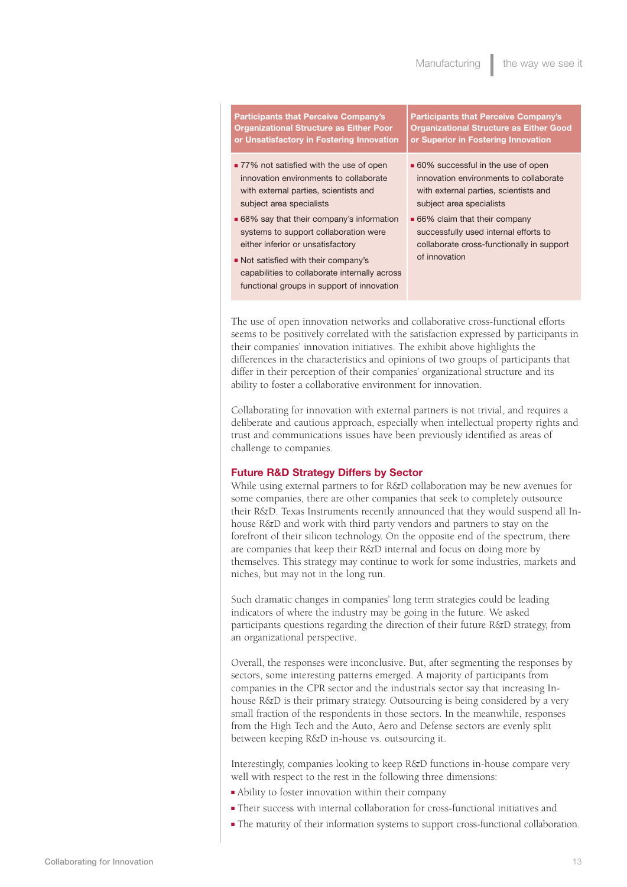| Participants that Perceive Company's Organizational Structure as Either Poor or Unsatisfactory in Fostering Innovation | Participants that Perceive Company's Organizational Structure as Either Good or Superior in Fostering Innovation |
|---|---|
| ▪ 77% not satisfied with the use of open innovation environments to collaborate with external parties, scientists and subject area specialists<br>▪ 68% say that their company's information systems to support collaboration were either inferior or unsatisfactory<br>▪ Not satisfied with their company's capabilities to collaborate internally across functional groups in support of innovation | ▪ 60% successful in the use of open innovation environments to collaborate with external parties, scientists and subject area specialists<br>▪ 66% claim that their company successfully used internal efforts to collaborate cross-functionally in support of innovation |

The use of open innovation networks and collaborative cross-functional efforts seems to be positively correlated with the satisfaction expressed by participants in their companies' innovation initiatives. The exhibit above highlights the differences in the characteristics and opinions of two groups of participants that differ in their perception of their companies' organizational structure and its ability to foster a collaborative environment for innovation.

Collaborating for innovation with external partners is not trivial, and requires a deliberate and cautious approach, especially when intellectual property rights and trust and communications issues have been previously identified as areas of challenge to companies.

## Future R&D Strategy Differs by Sector

While using external partners to for R&D collaboration may be new avenues for some companies, there are other companies that seek to completely outsource their R&D. Texas Instruments recently announced that they would suspend all In-house R&D and work with third party vendors and partners to stay on the forefront of their silicon technology. On the opposite end of the spectrum, there are companies that keep their R&D internal and focus on doing more by themselves. This strategy may continue to work for some industries, markets and niches, but may not in the long run.

Such dramatic changes in companies' long term strategies could be leading indicators of where the industry may be going in the future. We asked participants questions regarding the direction of their future R&D strategy, from an organizational perspective.

Overall, the responses were inconclusive. But, after segmenting the responses by sectors, some interesting patterns emerged. A majority of participants from companies in the CPR sector and the industrials sector say that increasing In-house R&D is their primary strategy. Outsourcing is being considered by a very small fraction of the respondents in those sectors. In the meanwhile, responses from the High Tech and the Auto, Aero and Defense sectors are evenly split between keeping R&D in-house vs. outsourcing it.

Interestingly, companies looking to keep R&D functions in-house compare very well with respect to the rest in the following three dimensions:

- Ability to foster innovation within their company
- Their success with internal collaboration for cross-functional initiatives and
- The maturity of their information systems to support cross-functional collaboration.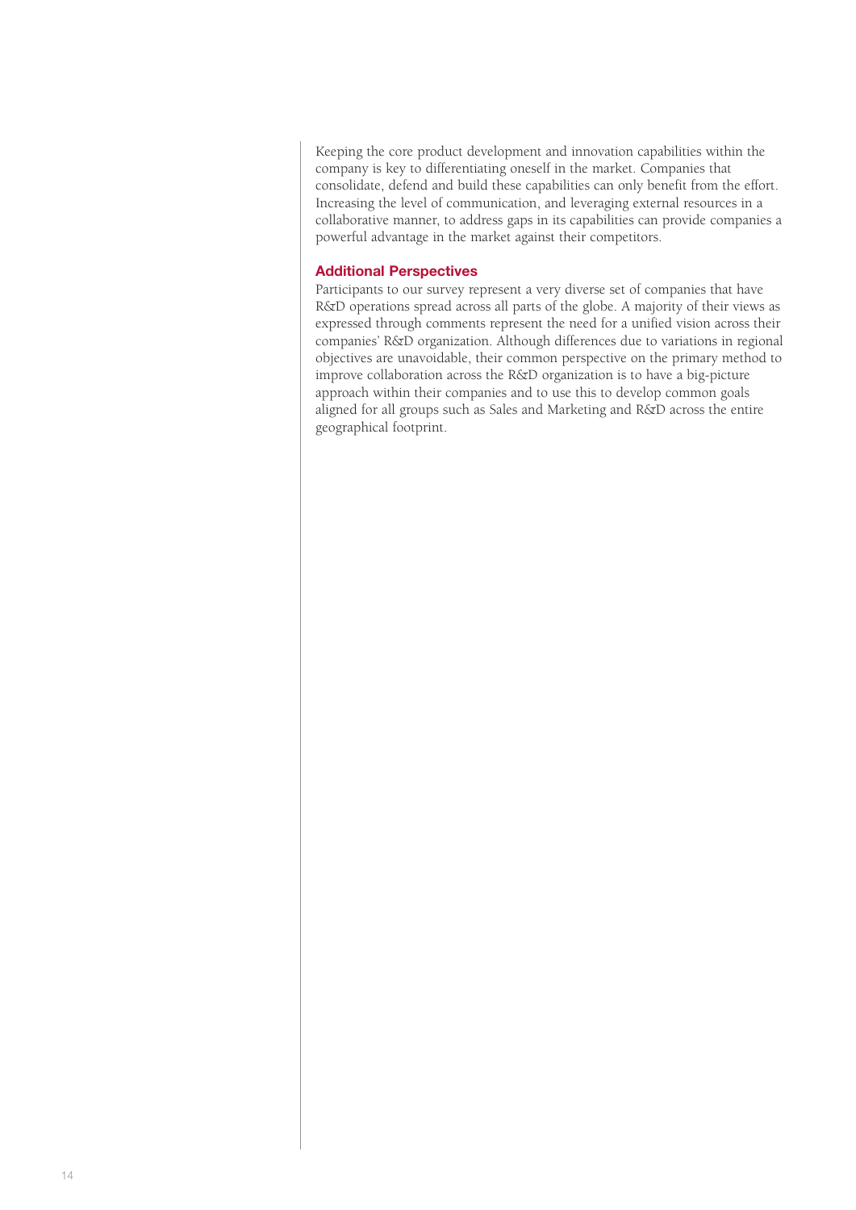Keeping the core product development and innovation capabilities within the company is key to differentiating oneself in the market. Companies that consolidate, defend and build these capabilities can only benefit from the effort. Increasing the level of communication, and leveraging external resources in a collaborative manner, to address gaps in its capabilities can provide companies a powerful advantage in the market against their competitors.

### Additional Perspectives

Participants to our survey represent a very diverse set of companies that have R&D operations spread across all parts of the globe. A majority of their views as expressed through comments represent the need for a unified vision across their companies' R&D organization. Although differences due to variations in regional objectives are unavoidable, their common perspective on the primary method to improve collaboration across the R&D organization is to have a big-picture approach within their companies and to use this to develop common goals aligned for all groups such as Sales and Marketing and R&D across the entire geographical footprint.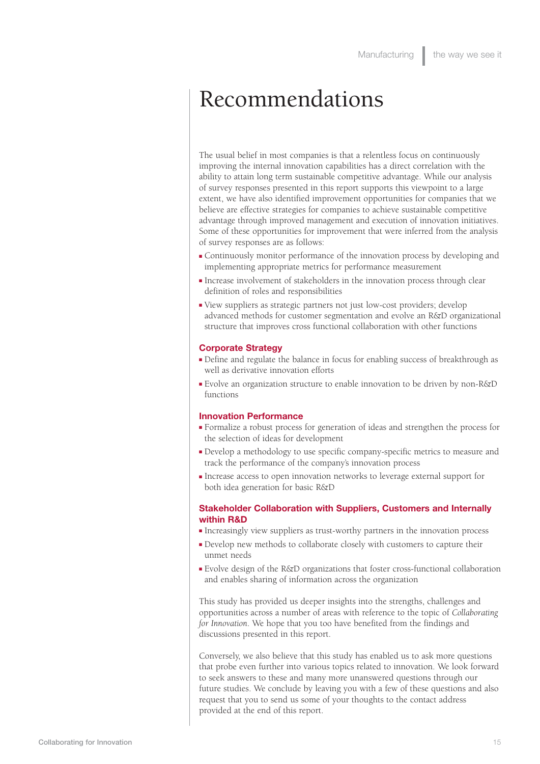# Recommendations

The usual belief in most companies is that a relentless focus on continuously improving the internal innovation capabilities has a direct correlation with the ability to attain long term sustainable competitive advantage. While our analysis of survey responses presented in this report supports this viewpoint to a large extent, we have also identified improvement opportunities for companies that we believe are effective strategies for companies to achieve sustainable competitive advantage through improved management and execution of innovation initiatives. Some of these opportunities for improvement that were inferred from the analysis of survey responses are as follows:

- Continuously monitor performance of the innovation process by developing and implementing appropriate metrics for performance measurement
- Increase involvement of stakeholders in the innovation process through clear definition of roles and responsibilities
- View suppliers as strategic partners not just low-cost providers; develop advanced methods for customer segmentation and evolve an R&D organizational structure that improves cross functional collaboration with other functions

### Corporate Strategy

- Define and regulate the balance in focus for enabling success of breakthrough as well as derivative innovation efforts
- Evolve an organization structure to enable innovation to be driven by non-R&D functions

### Innovation Performance

- Formalize a robust process for generation of ideas and strengthen the process for the selection of ideas for development
- Develop a methodology to use specific company-specific metrics to measure and track the performance of the company's innovation process
- Increase access to open innovation networks to leverage external support for both idea generation for basic R&D

### Stakeholder Collaboration with Suppliers, Customers and Internally within R&D

- Increasingly view suppliers as trust-worthy partners in the innovation process
- Develop new methods to collaborate closely with customers to capture their unmet needs
- Evolve design of the R&D organizations that foster cross-functional collaboration and enables sharing of information across the organization

This study has provided us deeper insights into the strengths, challenges and opportunities across a number of areas with reference to the topic of *Collaborating for Innovation*. We hope that you too have benefited from the findings and discussions presented in this report.

Conversely, we also believe that this study has enabled us to ask more questions that probe even further into various topics related to innovation. We look forward to seek answers to these and many more unanswered questions through our future studies. We conclude by leaving you with a few of these questions and also request that you to send us some of your thoughts to the contact address provided at the end of this report.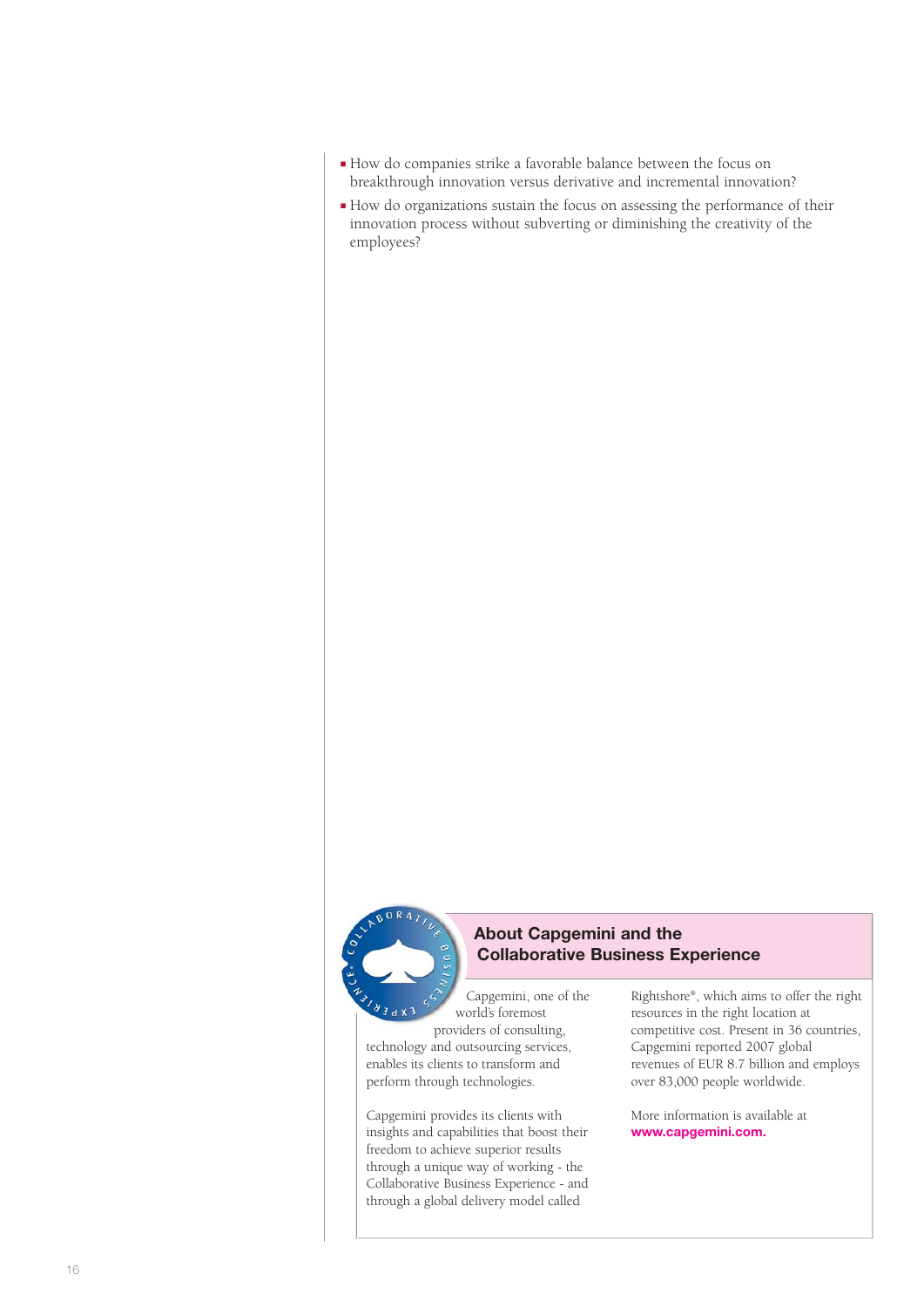- How do companies strike a favorable balance between the focus on breakthrough innovation versus derivative and incremental innovation?
- How do organizations sustain the focus on assessing the performance of their innovation process without subverting or diminishing the creativity of the employees?

## About Capgemini and the Collaborative Business Experience

Capgemini, one of the world's foremost providers of consulting, technology and outsourcing services, enables its clients to transform and perform through technologies.

Capgemini provides its clients with insights and capabilities that boost their freedom to achieve superior results through a unique way of working - the Collaborative Business Experience - and through a global delivery model called Rightshore®, which aims to offer the right resources in the right location at competitive cost. Present in 36 countries, Capgemini reported 2007 global revenues of EUR 8.7 billion and employs over 83,000 people worldwide.

More information is available at **www.capgemini.com.**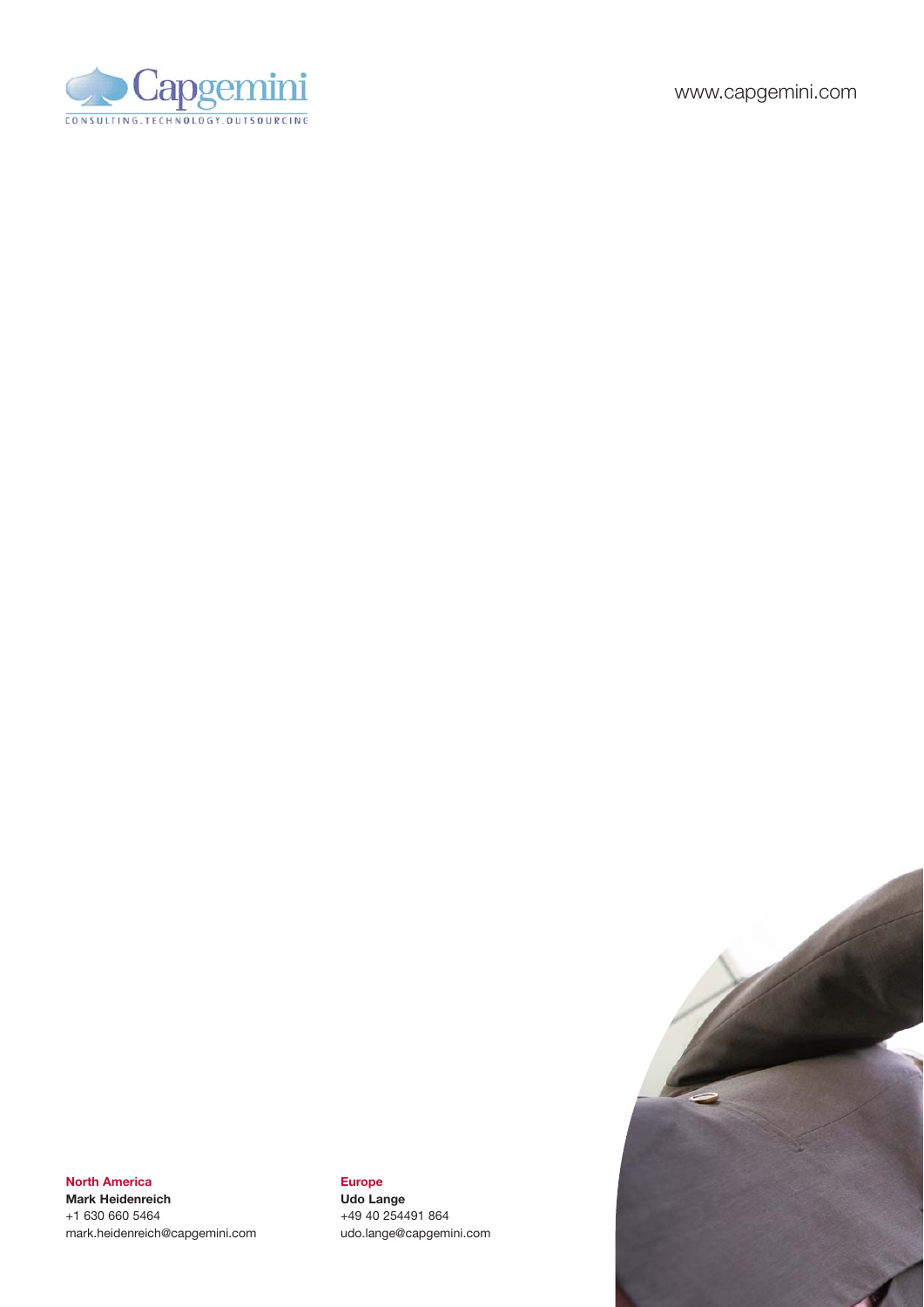Capgemini

CONSULTING.TECHNOLOGY.OUTSOURCING

www.capgemini.com

**North America**
**Mark Heidenreich**
+1 630 660 5464
mark.heidenreich@capgemini.com

**Europe**
**Udo Lange**
+49 40 254491 864
udo.lange@capgemini.com